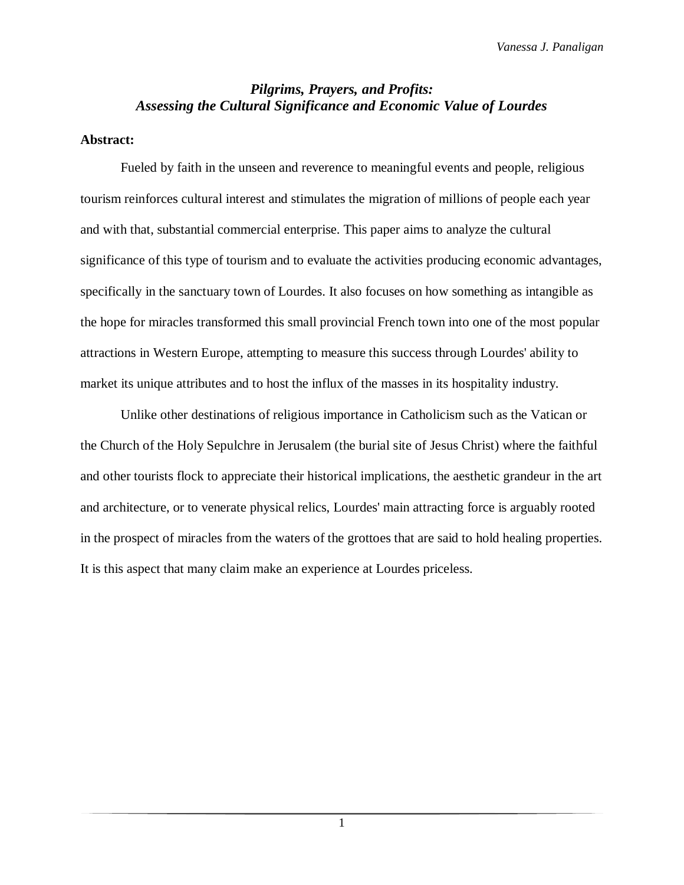*Vanessa J. Panaligan*

# *Pilgrims, Prayers, and Profits: Assessing the Cultural Significance and Economic Value of Lourdes*

**Abstract:**

Fueled by faith in the unseen and reverence to meaningful events and people, religious tourism reinforces cultural interest and stimulates the migration of millions of people each year and with that, substantial commercial enterprise. This paper aims to analyze the cultural significance of this type of tourism and to evaluate the activities producing economic advantages, specifically in the sanctuary town of Lourdes. It also focuses on how something as intangible as the hope for miracles transformed this small provincial French town into one of the most popular attractions in Western Europe, attempting to measure this success through Lourdes' ability to market its unique attributes and to host the influx of the masses in its hospitality industry.

Unlike other destinations of religious importance in Catholicism such as the Vatican or the Church of the Holy Sepulchre in Jerusalem (the burial site of Jesus Christ) where the faithful and other tourists flock to appreciate their historical implications, the aesthetic grandeur in the art and architecture, or to venerate physical relics, Lourdes' main attracting force is arguably rooted in the prospect of miracles from the waters of the grottoes that are said to hold healing properties. It is this aspect that many claim make an experience at Lourdes priceless.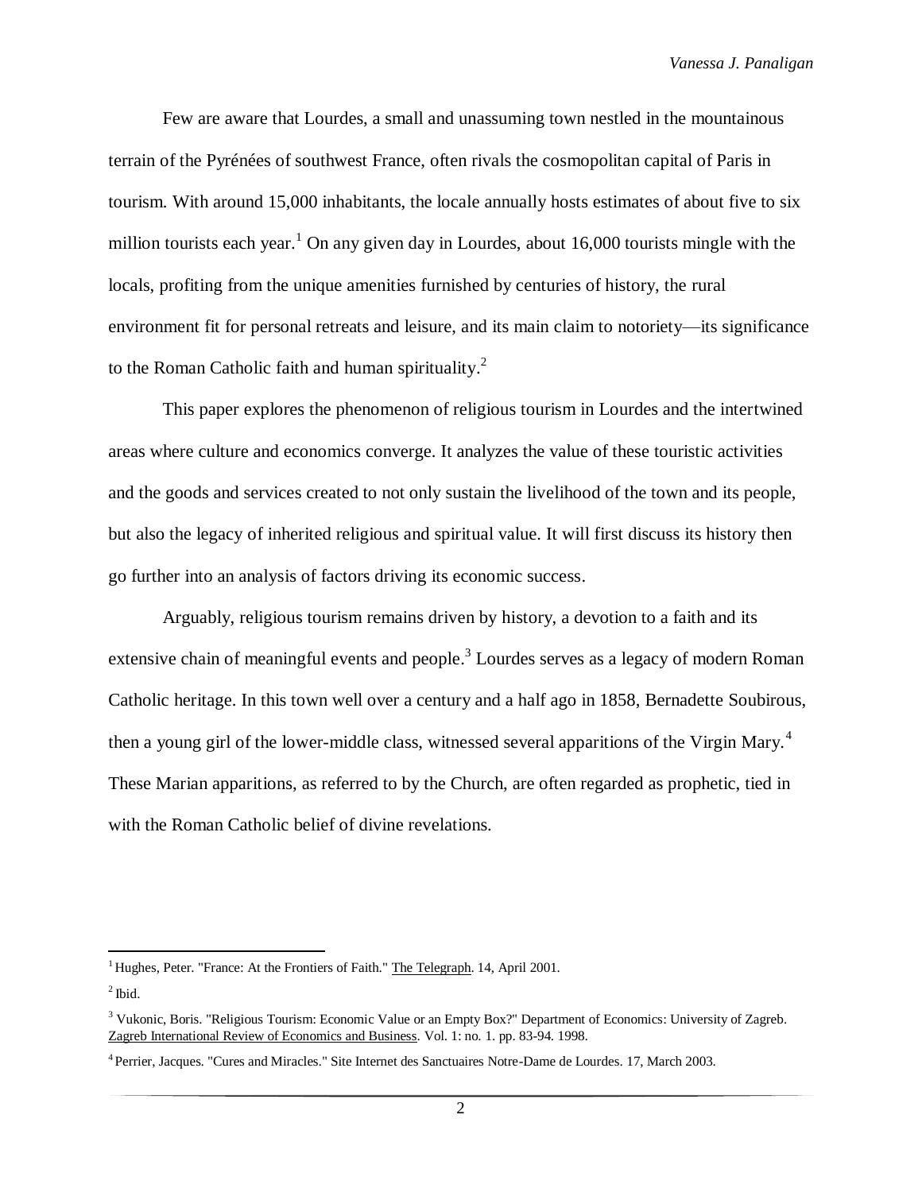Few are aware that Lourdes, a small and unassuming town nestled in the mountainous terrain of the Pyrénées of southwest France, often rivals the cosmopolitan capital of Paris in tourism. With around 15,000 inhabitants, the locale annually hosts estimates of about five to six million tourists each year.[1] On any given day in Lourdes, about 16,000 tourists mingle with the locals, profiting from the unique amenities furnished by centuries of history, the rural environment fit for personal retreats and leisure, and its main claim to notoriety—its significance to the Roman Catholic faith and human spirituality.[2]

This paper explores the phenomenon of religious tourism in Lourdes and the intertwined areas where culture and economics converge. It analyzes the value of these touristic activities and the goods and services created to not only sustain the livelihood of the town and its people, but also the legacy of inherited religious and spiritual value. It will first discuss its history then go further into an analysis of factors driving its economic success.

Arguably, religious tourism remains driven by history, a devotion to a faith and its extensive chain of meaningful events and people.[3] Lourdes serves as a legacy of modern Roman Catholic heritage. In this town well over a century and a half ago in 1858, Bernadette Soubirous, then a young girl of the lower-middle class, witnessed several apparitions of the Virgin Mary.[4] These Marian apparitions, as referred to by the Church, are often regarded as prophetic, tied in with the Roman Catholic belief of divine revelations.

---

[1] Hughes, Peter. "France: At the Frontiers of Faith." The Telegraph. 14, April 2001.

[2] Ibid.

[3] Vukonic, Boris. "Religious Tourism: Economic Value or an Empty Box?" Department of Economics: University of Zagreb. Zagreb International Review of Economics and Business. Vol. 1: no. 1. pp. 83-94. 1998.

[4] Perrier, Jacques. "Cures and Miracles." Site Internet des Sanctuaires Notre-Dame de Lourdes. 17, March 2003.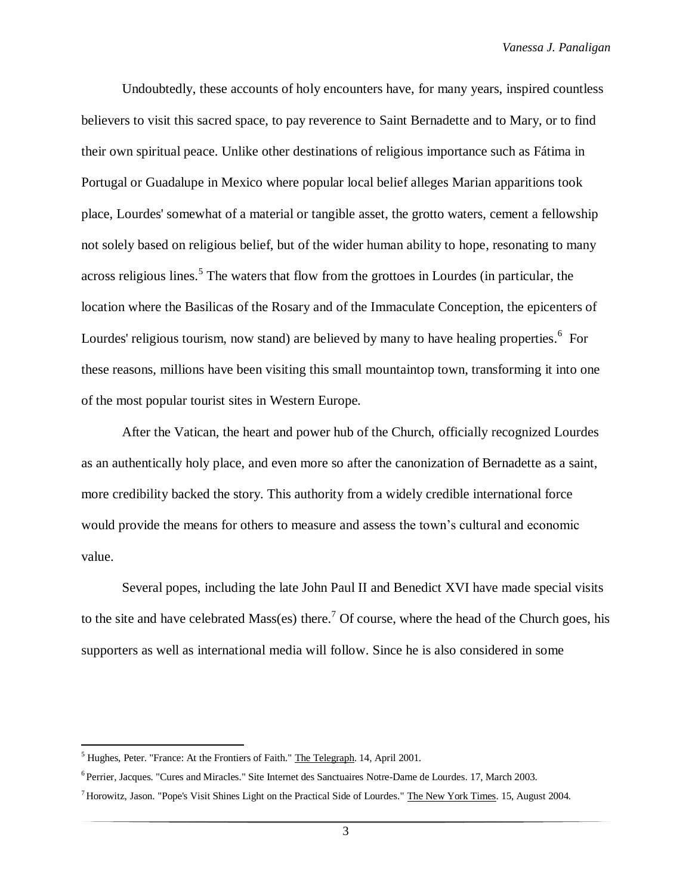Undoubtedly, these accounts of holy encounters have, for many years, inspired countless believers to visit this sacred space, to pay reverence to Saint Bernadette and to Mary, or to find their own spiritual peace. Unlike other destinations of religious importance such as Fátima in Portugal or Guadalupe in Mexico where popular local belief alleges Marian apparitions took place, Lourdes' somewhat of a material or tangible asset, the grotto waters, cement a fellowship not solely based on religious belief, but of the wider human ability to hope, resonating to many across religious lines.[5] The waters that flow from the grottoes in Lourdes (in particular, the location where the Basilicas of the Rosary and of the Immaculate Conception, the epicenters of Lourdes' religious tourism, now stand) are believed by many to have healing properties.[6] For these reasons, millions have been visiting this small mountaintop town, transforming it into one of the most popular tourist sites in Western Europe.

After the Vatican, the heart and power hub of the Church, officially recognized Lourdes as an authentically holy place, and even more so after the canonization of Bernadette as a saint, more credibility backed the story. This authority from a widely credible international force would provide the means for others to measure and assess the town's cultural and economic value.

Several popes, including the late John Paul II and Benedict XVI have made special visits to the site and have celebrated Mass(es) there.[7] Of course, where the head of the Church goes, his supporters as well as international media will follow. Since he is also considered in some

---

[5] Hughes, Peter. "France: At the Frontiers of Faith." The Telegraph. 14, April 2001.

[6] Perrier, Jacques. "Cures and Miracles." Site Internet des Sanctuaires Notre-Dame de Lourdes. 17, March 2003.

[7] Horowitz, Jason. "Pope's Visit Shines Light on the Practical Side of Lourdes." The New York Times. 15, August 2004.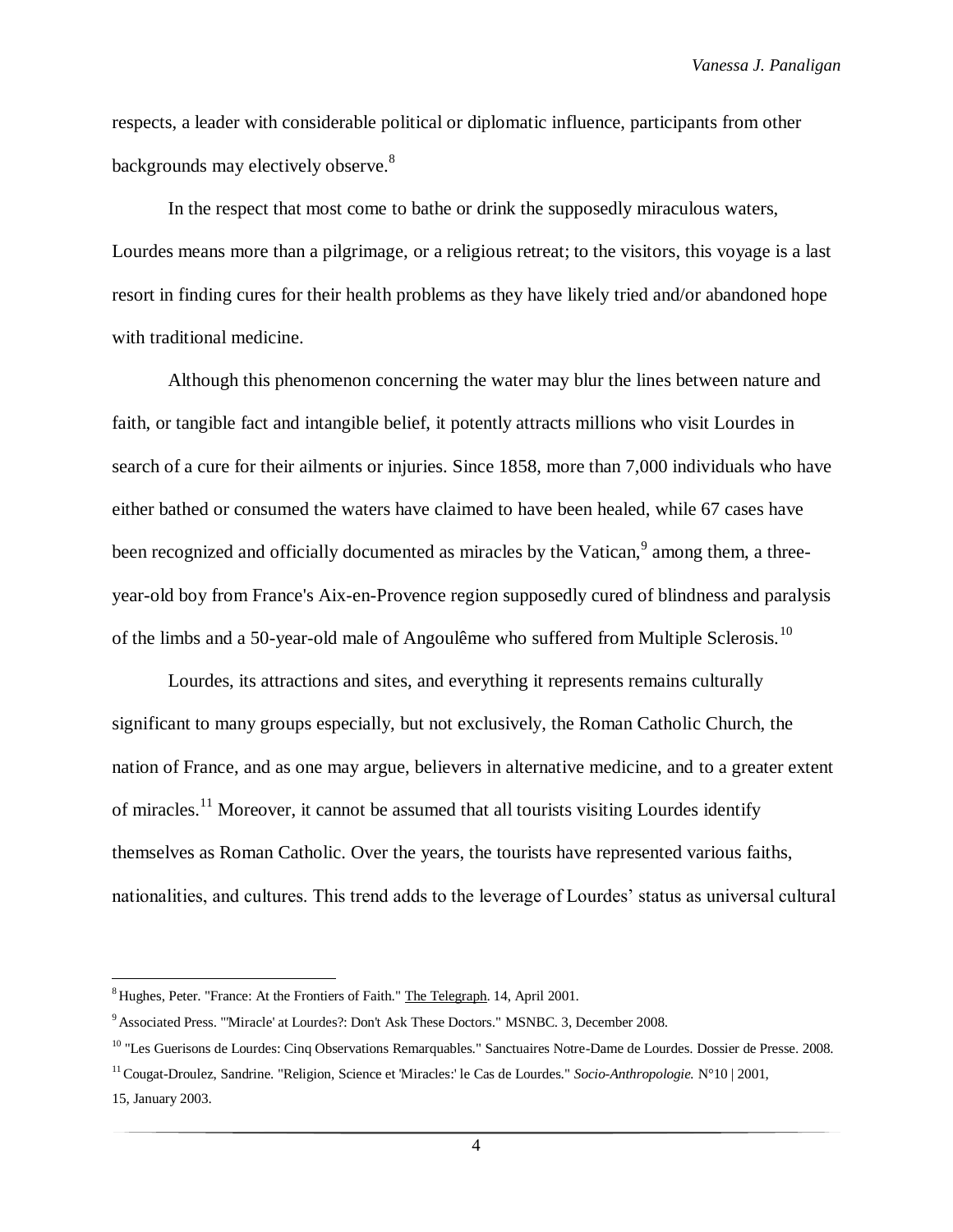respects, a leader with considerable political or diplomatic influence, participants from other backgrounds may electively observe.[8]

In the respect that most come to bathe or drink the supposedly miraculous waters, Lourdes means more than a pilgrimage, or a religious retreat; to the visitors, this voyage is a last resort in finding cures for their health problems as they have likely tried and/or abandoned hope with traditional medicine.

Although this phenomenon concerning the water may blur the lines between nature and faith, or tangible fact and intangible belief, it potently attracts millions who visit Lourdes in search of a cure for their ailments or injuries. Since 1858, more than 7,000 individuals who have either bathed or consumed the waters have claimed to have been healed, while 67 cases have been recognized and officially documented as miracles by the Vatican,[9] among them, a three-year-old boy from France's Aix-en-Provence region supposedly cured of blindness and paralysis of the limbs and a 50-year-old male of Angoulême who suffered from Multiple Sclerosis.[10]

Lourdes, its attractions and sites, and everything it represents remains culturally significant to many groups especially, but not exclusively, the Roman Catholic Church, the nation of France, and as one may argue, believers in alternative medicine, and to a greater extent of miracles.[11] Moreover, it cannot be assumed that all tourists visiting Lourdes identify themselves as Roman Catholic. Over the years, the tourists have represented various faiths, nationalities, and cultures. This trend adds to the leverage of Lourdes' status as universal cultural

---

[8] Hughes, Peter. "France: At the Frontiers of Faith." The Telegraph. 14, April 2001.

[9] Associated Press. "'Miracle' at Lourdes?: Don't Ask These Doctors." MSNBC. 3, December 2008.

[10] "Les Guerisons de Lourdes: Cinq Observations Remarquables." Sanctuaires Notre-Dame de Lourdes. Dossier de Presse. 2008.

[11] Cougat-Droulez, Sandrine. "Religion, Science et 'Miracles:' le Cas de Lourdes." *Socio-Anthropologie.* N°10 | 2001, 15, January 2003.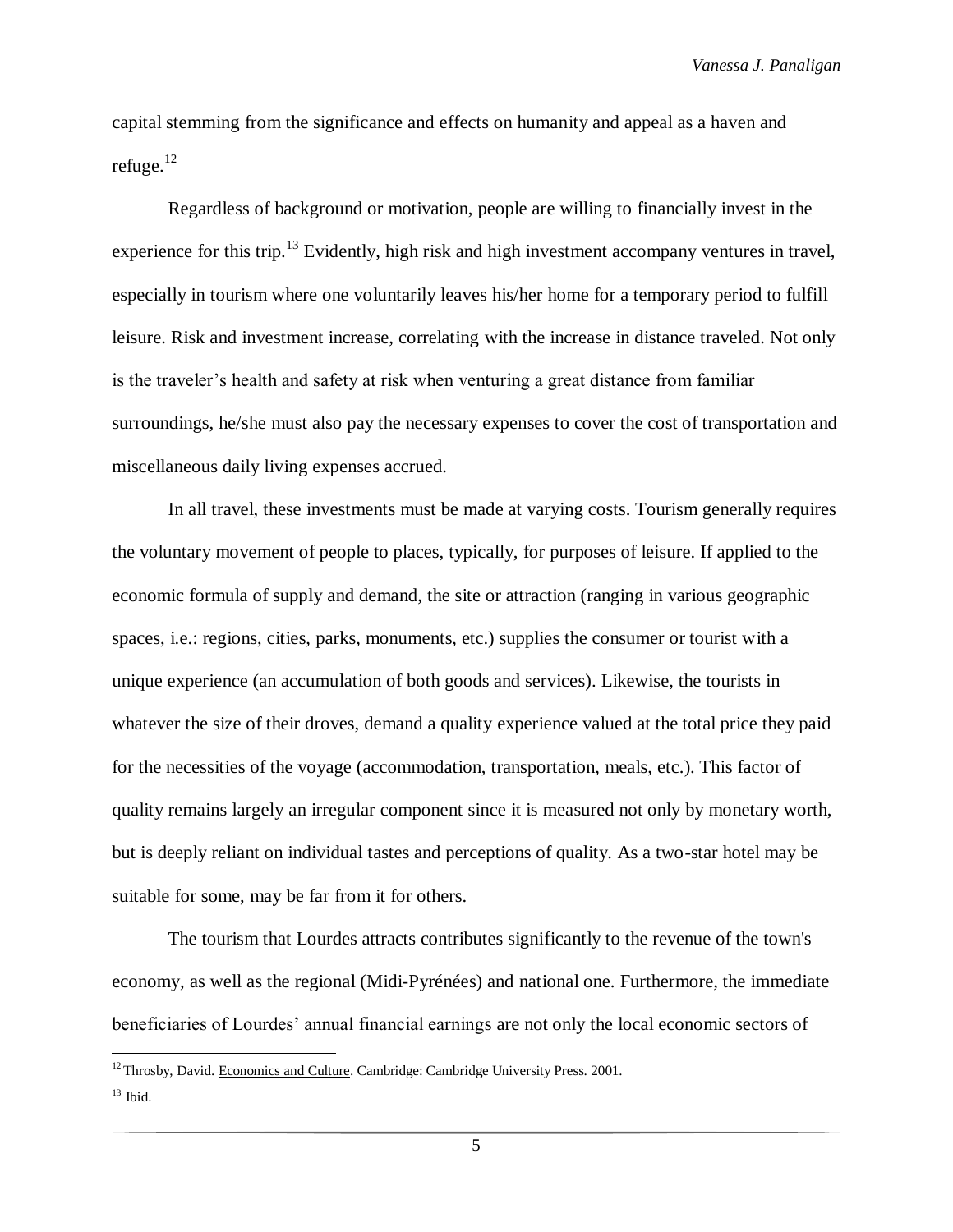capital stemming from the significance and effects on humanity and appeal as a haven and refuge.[12]

Regardless of background or motivation, people are willing to financially invest in the experience for this trip.[13] Evidently, high risk and high investment accompany ventures in travel, especially in tourism where one voluntarily leaves his/her home for a temporary period to fulfill leisure. Risk and investment increase, correlating with the increase in distance traveled. Not only is the traveler's health and safety at risk when venturing a great distance from familiar surroundings, he/she must also pay the necessary expenses to cover the cost of transportation and miscellaneous daily living expenses accrued.

In all travel, these investments must be made at varying costs. Tourism generally requires the voluntary movement of people to places, typically, for purposes of leisure. If applied to the economic formula of supply and demand, the site or attraction (ranging in various geographic spaces, i.e.: regions, cities, parks, monuments, etc.) supplies the consumer or tourist with a unique experience (an accumulation of both goods and services). Likewise, the tourists in whatever the size of their droves, demand a quality experience valued at the total price they paid for the necessities of the voyage (accommodation, transportation, meals, etc.). This factor of quality remains largely an irregular component since it is measured not only by monetary worth, but is deeply reliant on individual tastes and perceptions of quality. As a two-star hotel may be suitable for some, may be far from it for others.

The tourism that Lourdes attracts contributes significantly to the revenue of the town's economy, as well as the regional (Midi-Pyrénées) and national one. Furthermore, the immediate beneficiaries of Lourdes' annual financial earnings are not only the local economic sectors of

---

[12] Throsby, David. Economics and Culture. Cambridge: Cambridge University Press. 2001.

[13] Ibid.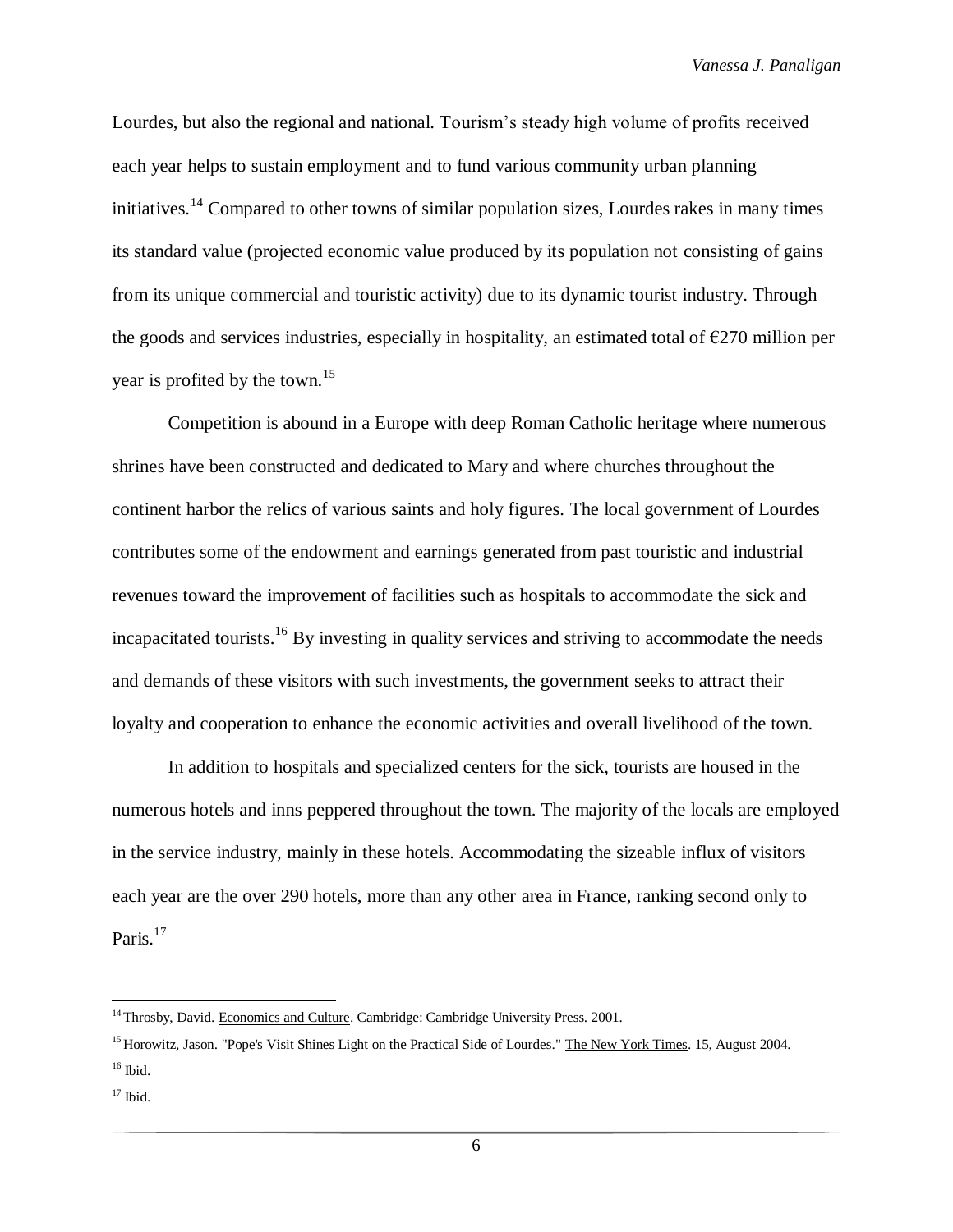Lourdes, but also the regional and national. Tourism's steady high volume of profits received each year helps to sustain employment and to fund various community urban planning initiatives.[14] Compared to other towns of similar population sizes, Lourdes rakes in many times its standard value (projected economic value produced by its population not consisting of gains from its unique commercial and touristic activity) due to its dynamic tourist industry. Through the goods and services industries, especially in hospitality, an estimated total of €270 million per year is profited by the town.[15]

Competition is abound in a Europe with deep Roman Catholic heritage where numerous shrines have been constructed and dedicated to Mary and where churches throughout the continent harbor the relics of various saints and holy figures. The local government of Lourdes contributes some of the endowment and earnings generated from past touristic and industrial revenues toward the improvement of facilities such as hospitals to accommodate the sick and incapacitated tourists.[16] By investing in quality services and striving to accommodate the needs and demands of these visitors with such investments, the government seeks to attract their loyalty and cooperation to enhance the economic activities and overall livelihood of the town.

In addition to hospitals and specialized centers for the sick, tourists are housed in the numerous hotels and inns peppered throughout the town. The majority of the locals are employed in the service industry, mainly in these hotels. Accommodating the sizeable influx of visitors each year are the over 290 hotels, more than any other area in France, ranking second only to Paris.[17]

---

[14] Throsby, David. Economics and Culture. Cambridge: Cambridge University Press. 2001.

[15] Horowitz, Jason. "Pope's Visit Shines Light on the Practical Side of Lourdes." The New York Times. 15, August 2004.

[16] Ibid.

[17] Ibid.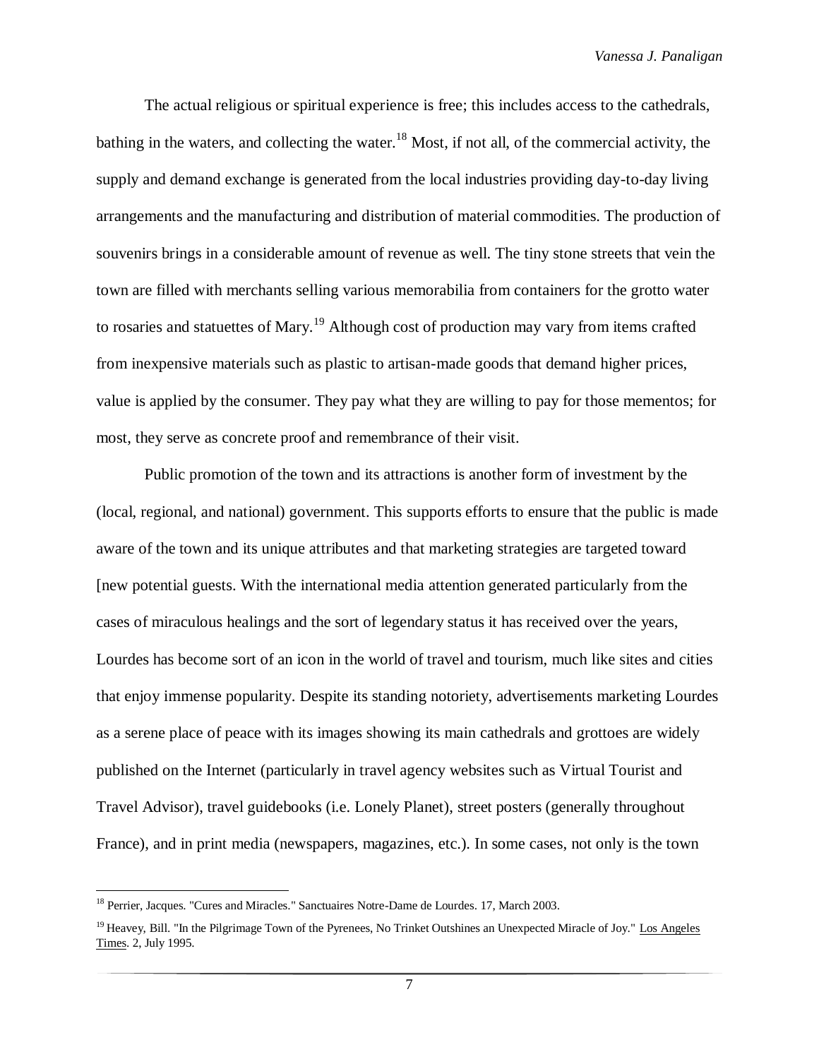The actual religious or spiritual experience is free; this includes access to the cathedrals, bathing in the waters, and collecting the water.[18] Most, if not all, of the commercial activity, the supply and demand exchange is generated from the local industries providing day-to-day living arrangements and the manufacturing and distribution of material commodities. The production of souvenirs brings in a considerable amount of revenue as well. The tiny stone streets that vein the town are filled with merchants selling various memorabilia from containers for the grotto water to rosaries and statuettes of Mary.[19] Although cost of production may vary from items crafted from inexpensive materials such as plastic to artisan-made goods that demand higher prices, value is applied by the consumer. They pay what they are willing to pay for those mementos; for most, they serve as concrete proof and remembrance of their visit.

Public promotion of the town and its attractions is another form of investment by the (local, regional, and national) government. This supports efforts to ensure that the public is made aware of the town and its unique attributes and that marketing strategies are targeted toward [new potential guests. With the international media attention generated particularly from the cases of miraculous healings and the sort of legendary status it has received over the years, Lourdes has become sort of an icon in the world of travel and tourism, much like sites and cities that enjoy immense popularity. Despite its standing notoriety, advertisements marketing Lourdes as a serene place of peace with its images showing its main cathedrals and grottoes are widely published on the Internet (particularly in travel agency websites such as Virtual Tourist and Travel Advisor), travel guidebooks (i.e. Lonely Planet), street posters (generally throughout France), and in print media (newspapers, magazines, etc.). In some cases, not only is the town

---

[18] Perrier, Jacques. "Cures and Miracles." Sanctuaires Notre-Dame de Lourdes. 17, March 2003.

[19] Heavey, Bill. "In the Pilgrimage Town of the Pyrenees, No Trinket Outshines an Unexpected Miracle of Joy." Los Angeles Times. 2, July 1995.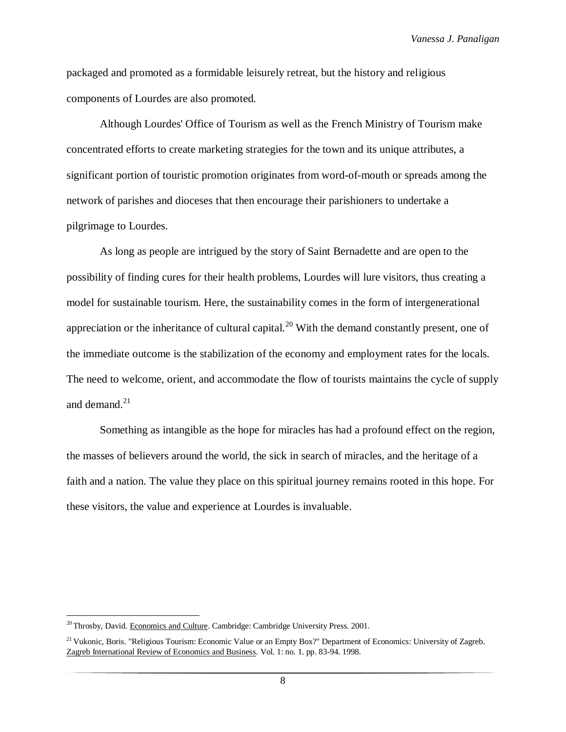packaged and promoted as a formidable leisurely retreat, but the history and religious components of Lourdes are also promoted.

Although Lourdes' Office of Tourism as well as the French Ministry of Tourism make concentrated efforts to create marketing strategies for the town and its unique attributes, a significant portion of touristic promotion originates from word-of-mouth or spreads among the network of parishes and dioceses that then encourage their parishioners to undertake a pilgrimage to Lourdes.

As long as people are intrigued by the story of Saint Bernadette and are open to the possibility of finding cures for their health problems, Lourdes will lure visitors, thus creating a model for sustainable tourism. Here, the sustainability comes in the form of intergenerational appreciation or the inheritance of cultural capital.[20] With the demand constantly present, one of the immediate outcome is the stabilization of the economy and employment rates for the locals. The need to welcome, orient, and accommodate the flow of tourists maintains the cycle of supply and demand.[21]

Something as intangible as the hope for miracles has had a profound effect on the region, the masses of believers around the world, the sick in search of miracles, and the heritage of a faith and a nation. The value they place on this spiritual journey remains rooted in this hope. For these visitors, the value and experience at Lourdes is invaluable.

---

[20] Throsby, David. Economics and Culture. Cambridge: Cambridge University Press. 2001.

[21] Vukonic, Boris. "Religious Tourism: Economic Value or an Empty Box?" Department of Economics: University of Zagreb. Zagreb International Review of Economics and Business. Vol. 1: no. 1. pp. 83-94. 1998.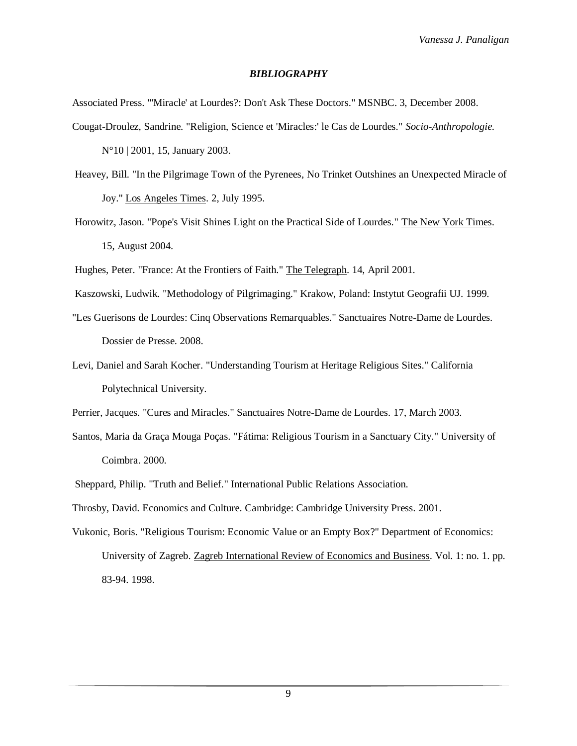## *BIBLIOGRAPHY*

Associated Press. "'Miracle' at Lourdes?: Don't Ask These Doctors." MSNBC. 3, December 2008.

Cougat-Droulez, Sandrine. "Religion, Science et 'Miracles:' le Cas de Lourdes." *Socio-Anthropologie.* N°10 | 2001, 15, January 2003.

Heavey, Bill. "In the Pilgrimage Town of the Pyrenees, No Trinket Outshines an Unexpected Miracle of Joy." Los Angeles Times. 2, July 1995.

Horowitz, Jason. "Pope's Visit Shines Light on the Practical Side of Lourdes." The New York Times. 15, August 2004.

Hughes, Peter. "France: At the Frontiers of Faith." The Telegraph. 14, April 2001.

Kaszowski, Ludwik. "Methodology of Pilgrimaging." Krakow, Poland: Instytut Geografii UJ. 1999.

"Les Guerisons de Lourdes: Cinq Observations Remarquables." Sanctuaires Notre-Dame de Lourdes. Dossier de Presse. 2008.

Levi, Daniel and Sarah Kocher. "Understanding Tourism at Heritage Religious Sites." California Polytechnical University.

Perrier, Jacques. "Cures and Miracles." Sanctuaires Notre-Dame de Lourdes. 17, March 2003.

Santos, Maria da Graça Mouga Poças. "Fátima: Religious Tourism in a Sanctuary City." University of Coimbra. 2000.

Sheppard, Philip. "Truth and Belief." International Public Relations Association.

Throsby, David. Economics and Culture. Cambridge: Cambridge University Press. 2001.

Vukonic, Boris. "Religious Tourism: Economic Value or an Empty Box?" Department of Economics: University of Zagreb. Zagreb International Review of Economics and Business. Vol. 1: no. 1. pp. 83-94. 1998.